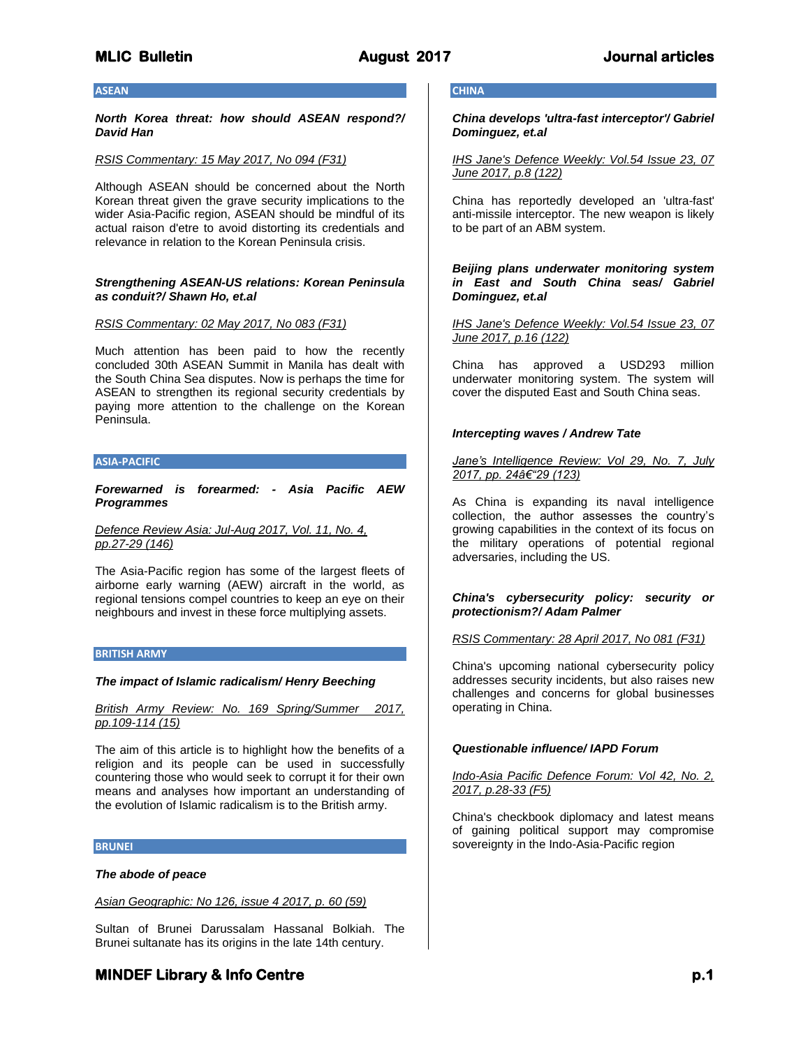## ASEAN

***North Korea threat: how should ASEAN respond?/ David Han***

*RSIS Commentary: 15 May 2017, No 094 (F31)*

Although ASEAN should be concerned about the North Korean threat given the grave security implications to the wider Asia-Pacific region, ASEAN should be mindful of its actual raison d'etre to avoid distorting its credentials and relevance in relation to the Korean Peninsula crisis.

***Strengthening ASEAN-US relations: Korean Peninsula as conduit?/ Shawn Ho, et.al***

*RSIS Commentary: 02 May 2017, No 083 (F31)*

Much attention has been paid to how the recently concluded 30th ASEAN Summit in Manila has dealt with the South China Sea disputes. Now is perhaps the time for ASEAN to strengthen its regional security credentials by paying more attention to the challenge on the Korean Peninsula.

## ASIA-PACIFIC

***Forewarned is forearmed: - Asia Pacific AEW Programmes***

*Defence Review Asia: Jul-Aug 2017, Vol. 11, No. 4, pp.27-29 (146)*

The Asia-Pacific region has some of the largest fleets of airborne early warning (AEW) aircraft in the world, as regional tensions compel countries to keep an eye on their neighbours and invest in these force multiplying assets.

## BRITISH ARMY

***The impact of Islamic radicalism/ Henry Beeching***

*British Army Review: No. 169 Spring/Summer 2017, pp.109-114 (15)*

The aim of this article is to highlight how the benefits of a religion and its people can be used in successfully countering those who would seek to corrupt it for their own means and analyses how important an understanding of the evolution of Islamic radicalism is to the British army.

## BRUNEI

***The abode of peace***

*Asian Geographic: No 126, issue 4 2017, p. 60 (59)*

Sultan of Brunei Darussalam Hassanal Bolkiah. The Brunei sultanate has its origins in the late 14th century.

## CHINA

***China develops 'ultra-fast interceptor'/ Gabriel Dominguez, et.al***

*IHS Jane's Defence Weekly: Vol.54 Issue 23, 07 June 2017, p.8 (122)*

China has reportedly developed an 'ultra-fast' anti-missile interceptor. The new weapon is likely to be part of an ABM system.

***Beijing plans underwater monitoring system in East and South China seas/ Gabriel Dominguez, et.al***

*IHS Jane's Defence Weekly: Vol.54 Issue 23, 07 June 2017, p.16 (122)*

China has approved a USD293 million underwater monitoring system. The system will cover the disputed East and South China seas.

***Intercepting waves / Andrew Tate***

*Jane's Intelligence Review: Vol 29, No. 7, July 2017, pp. 24â€“29 (123)*

As China is expanding its naval intelligence collection, the author assesses the country's growing capabilities in the context of its focus on the military operations of potential regional adversaries, including the US.

***China's cybersecurity policy: security or protectionism?/ Adam Palmer***

*RSIS Commentary: 28 April 2017, No 081 (F31)*

China's upcoming national cybersecurity policy addresses security incidents, but also raises new challenges and concerns for global businesses operating in China.

***Questionable influence/ IAPD Forum***

*Indo-Asia Pacific Defence Forum: Vol 42, No. 2, 2017, p.28-33 (F5)*

China's checkbook diplomacy and latest means of gaining political support may compromise sovereignty in the Indo-Asia-Pacific region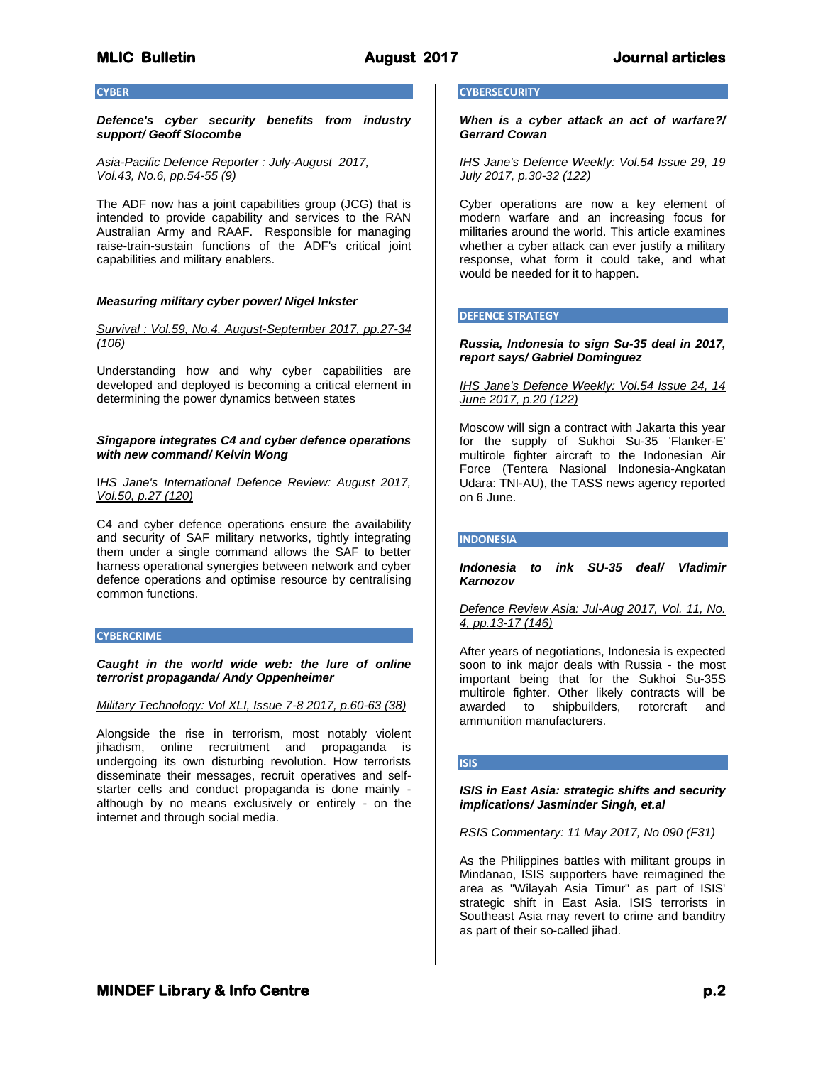## CYBER

***Defence's cyber security benefits from industry support/ Geoff Slocombe***

*Asia-Pacific Defence Reporter : July-August 2017, Vol.43, No.6, pp.54-55 (9)*

The ADF now has a joint capabilities group (JCG) that is intended to provide capability and services to the RAN Australian Army and RAAF. Responsible for managing raise-train-sustain functions of the ADF's critical joint capabilities and military enablers.

***Measuring military cyber power/ Nigel Inkster***

*Survival : Vol.59, No.4, August-September 2017, pp.27-34 (106)*

Understanding how and why cyber capabilities are developed and deployed is becoming a critical element in determining the power dynamics between states

***Singapore integrates C4 and cyber defence operations with new command/ Kelvin Wong***

*IHS Jane's International Defence Review: August 2017, Vol.50, p.27 (120)*

C4 and cyber defence operations ensure the availability and security of SAF military networks, tightly integrating them under a single command allows the SAF to better harness operational synergies between network and cyber defence operations and optimise resource by centralising common functions.

## CYBERCRIME

***Caught in the world wide web: the lure of online terrorist propaganda/ Andy Oppenheimer***

*Military Technology: Vol XLI, Issue 7-8 2017, p.60-63 (38)*

Alongside the rise in terrorism, most notably violent jihadism, online recruitment and propaganda is undergoing its own disturbing revolution. How terrorists disseminate their messages, recruit operatives and self-starter cells and conduct propaganda is done mainly - although by no means exclusively or entirely - on the internet and through social media.

## CYBERSECURITY

***When is a cyber attack an act of warfare?/ Gerrard Cowan***

*IHS Jane's Defence Weekly: Vol.54 Issue 29, 19 July 2017, p.30-32 (122)*

Cyber operations are now a key element of modern warfare and an increasing focus for militaries around the world. This article examines whether a cyber attack can ever justify a military response, what form it could take, and what would be needed for it to happen.

## DEFENCE STRATEGY

***Russia, Indonesia to sign Su-35 deal in 2017, report says/ Gabriel Dominguez***

*IHS Jane's Defence Weekly: Vol.54 Issue 24, 14 June 2017, p.20 (122)*

Moscow will sign a contract with Jakarta this year for the supply of Sukhoi Su-35 'Flanker-E' multirole fighter aircraft to the Indonesian Air Force (Tentera Nasional Indonesia-Angkatan Udara: TNI-AU), the TASS news agency reported on 6 June.

## INDONESIA

***Indonesia to ink SU-35 deal/ Vladimir Karnozov***

*Defence Review Asia: Jul-Aug 2017, Vol. 11, No. 4, pp.13-17 (146)*

After years of negotiations, Indonesia is expected soon to ink major deals with Russia - the most important being that for the Sukhoi Su-35S multirole fighter. Other likely contracts will be awarded to shipbuilders, rotorcraft and ammunition manufacturers.

## ISIS

***ISIS in East Asia: strategic shifts and security implications/ Jasminder Singh, et.al***

*RSIS Commentary: 11 May 2017, No 090 (F31)*

As the Philippines battles with militant groups in Mindanao, ISIS supporters have reimagined the area as "Wilayah Asia Timur" as part of ISIS' strategic shift in East Asia. ISIS terrorists in Southeast Asia may revert to crime and banditry as part of their so-called jihad.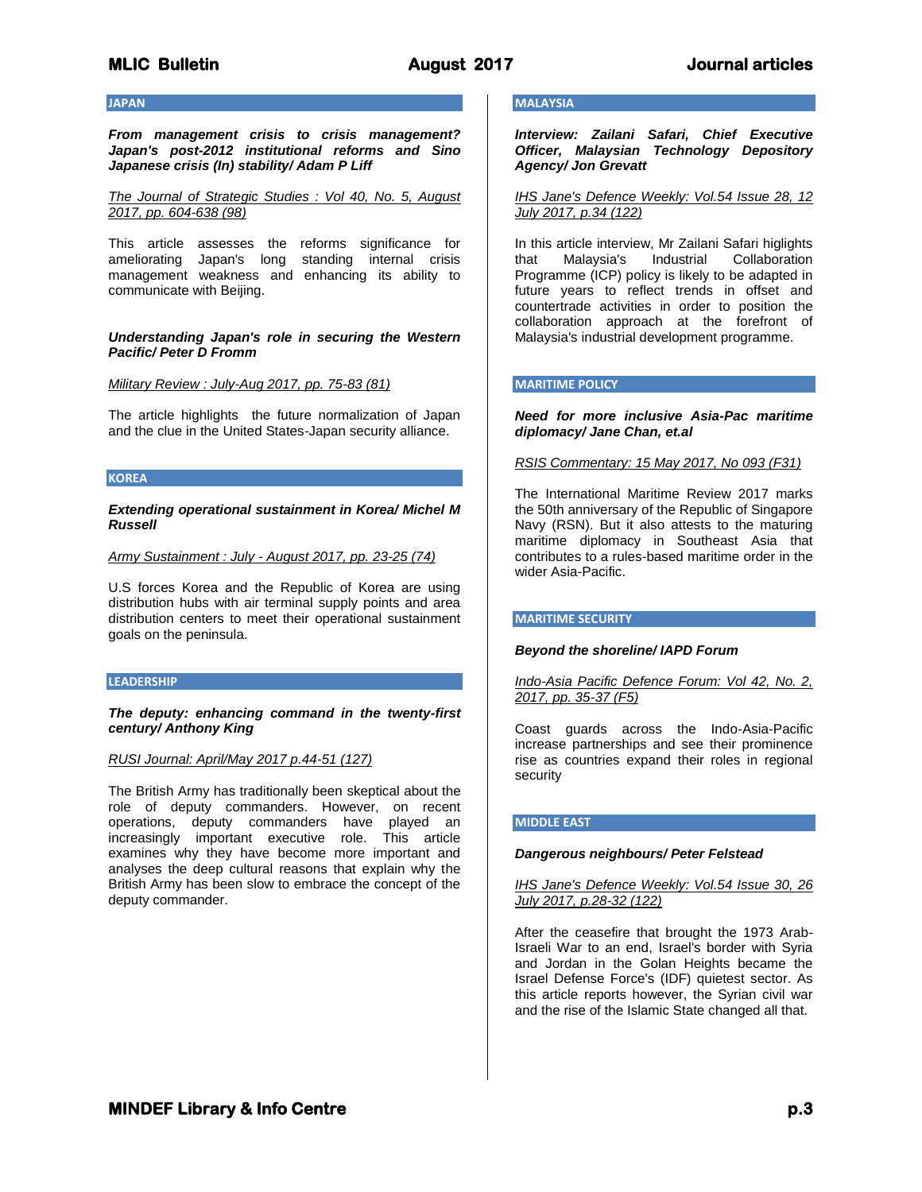## JAPAN

***From management crisis to crisis management? Japan's post-2012 institutional reforms and Sino Japanese crisis (In) stability/ Adam P Liff***

*The Journal of Strategic Studies : Vol 40, No. 5, August 2017, pp. 604-638 (98)*

This article assesses the reforms significance for ameliorating Japan's long standing internal crisis management weakness and enhancing its ability to communicate with Beijing.

***Understanding Japan's role in securing the Western Pacific/ Peter D Fromm***

*Military Review : July-Aug 2017, pp. 75-83 (81)*

The article highlights the future normalization of Japan and the clue in the United States-Japan security alliance.

## KOREA

***Extending operational sustainment in Korea/ Michel M Russell***

*Army Sustainment : July - August 2017, pp. 23-25 (74)*

U.S forces Korea and the Republic of Korea are using distribution hubs with air terminal supply points and area distribution centers to meet their operational sustainment goals on the peninsula.

## LEADERSHIP

***The deputy: enhancing command in the twenty-first century/ Anthony King***

*RUSI Journal: April/May 2017 p.44-51 (127)*

The British Army has traditionally been skeptical about the role of deputy commanders. However, on recent operations, deputy commanders have played an increasingly important executive role. This article examines why they have become more important and analyses the deep cultural reasons that explain why the British Army has been slow to embrace the concept of the deputy commander.

## MALAYSIA

***Interview: Zailani Safari, Chief Executive Officer, Malaysian Technology Depository Agency/ Jon Grevatt***

*IHS Jane's Defence Weekly: Vol.54 Issue 28, 12 July 2017, p.34 (122)*

In this article interview, Mr Zailani Safari higlights that Malaysia's Industrial Collaboration Programme (ICP) policy is likely to be adapted in future years to reflect trends in offset and countertrade activities in order to position the collaboration approach at the forefront of Malaysia's industrial development programme.

## MARITIME POLICY

***Need for more inclusive Asia-Pac maritime diplomacy/ Jane Chan, et.al***

*RSIS Commentary: 15 May 2017, No 093 (F31)*

The International Maritime Review 2017 marks the 50th anniversary of the Republic of Singapore Navy (RSN). But it also attests to the maturing maritime diplomacy in Southeast Asia that contributes to a rules-based maritime order in the wider Asia-Pacific.

## MARITIME SECURITY

***Beyond the shoreline/ IAPD Forum***

*Indo-Asia Pacific Defence Forum: Vol 42, No. 2, 2017, pp. 35-37 (F5)*

Coast guards across the Indo-Asia-Pacific increase partnerships and see their prominence rise as countries expand their roles in regional security

## MIDDLE EAST

***Dangerous neighbours/ Peter Felstead***

*IHS Jane's Defence Weekly: Vol.54 Issue 30, 26 July 2017, p.28-32 (122)*

After the ceasefire that brought the 1973 Arab-Israeli War to an end, Israel's border with Syria and Jordan in the Golan Heights became the Israel Defense Force's (IDF) quietest sector. As this article reports however, the Syrian civil war and the rise of the Islamic State changed all that.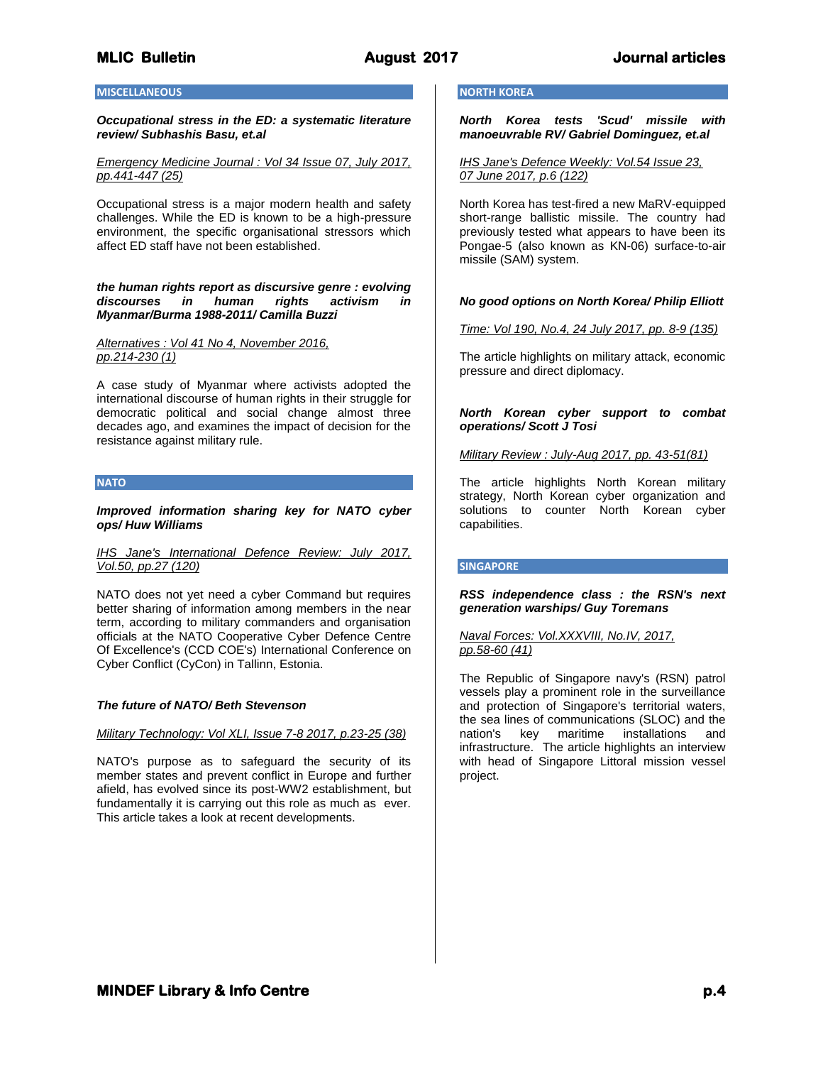## MISCELLANEOUS

***Occupational stress in the ED: a systematic literature review/ Subhashis Basu, et.al***

*Emergency Medicine Journal : Vol 34 Issue 07, July 2017, pp.441-447 (25)*

Occupational stress is a major modern health and safety challenges. While the ED is known to be a high-pressure environment, the specific organisational stressors which affect ED staff have not been established.

***the human rights report as discursive genre : evolving discourses in human rights activism in Myanmar/Burma 1988-2011/ Camilla Buzzi***

*Alternatives : Vol 41 No 4, November 2016, pp.214-230 (1)*

A case study of Myanmar where activists adopted the international discourse of human rights in their struggle for democratic political and social change almost three decades ago, and examines the impact of decision for the resistance against military rule.

## NATO

***Improved information sharing key for NATO cyber ops/ Huw Williams***

*IHS Jane's International Defence Review: July 2017, Vol.50, pp.27 (120)*

NATO does not yet need a cyber Command but requires better sharing of information among members in the near term, according to military commanders and organisation officials at the NATO Cooperative Cyber Defence Centre Of Excellence's (CCD COE's) International Conference on Cyber Conflict (CyCon) in Tallinn, Estonia.

***The future of NATO/ Beth Stevenson***

*Military Technology: Vol XLI, Issue 7-8 2017, p.23-25 (38)*

NATO's purpose as to safeguard the security of its member states and prevent conflict in Europe and further afield, has evolved since its post-WW2 establishment, but fundamentally it is carrying out this role as much as ever. This article takes a look at recent developments.

## NORTH KOREA

***North Korea tests 'Scud' missile with manoeuvrable RV/ Gabriel Dominguez, et.al***

*IHS Jane's Defence Weekly: Vol.54 Issue 23, 07 June 2017, p.6 (122)*

North Korea has test-fired a new MaRV-equipped short-range ballistic missile. The country had previously tested what appears to have been its Pongae-5 (also known as KN-06) surface-to-air missile (SAM) system.

***No good options on North Korea/ Philip Elliott***

*Time: Vol 190, No.4, 24 July 2017, pp. 8-9 (135)*

The article highlights on military attack, economic pressure and direct diplomacy.

***North Korean cyber support to combat operations/ Scott J Tosi***

*Military Review : July-Aug 2017, pp. 43-51(81)*

The article highlights North Korean military strategy, North Korean cyber organization and solutions to counter North Korean cyber capabilities.

## SINGAPORE

***RSS independence class : the RSN's next generation warships/ Guy Toremans***

*Naval Forces: Vol.XXXVIII, No.IV, 2017, pp.58-60 (41)*

The Republic of Singapore navy's (RSN) patrol vessels play a prominent role in the surveillance and protection of Singapore's territorial waters, the sea lines of communications (SLOC) and the nation's key maritime installations and infrastructure. The article highlights an interview with head of Singapore Littoral mission vessel project.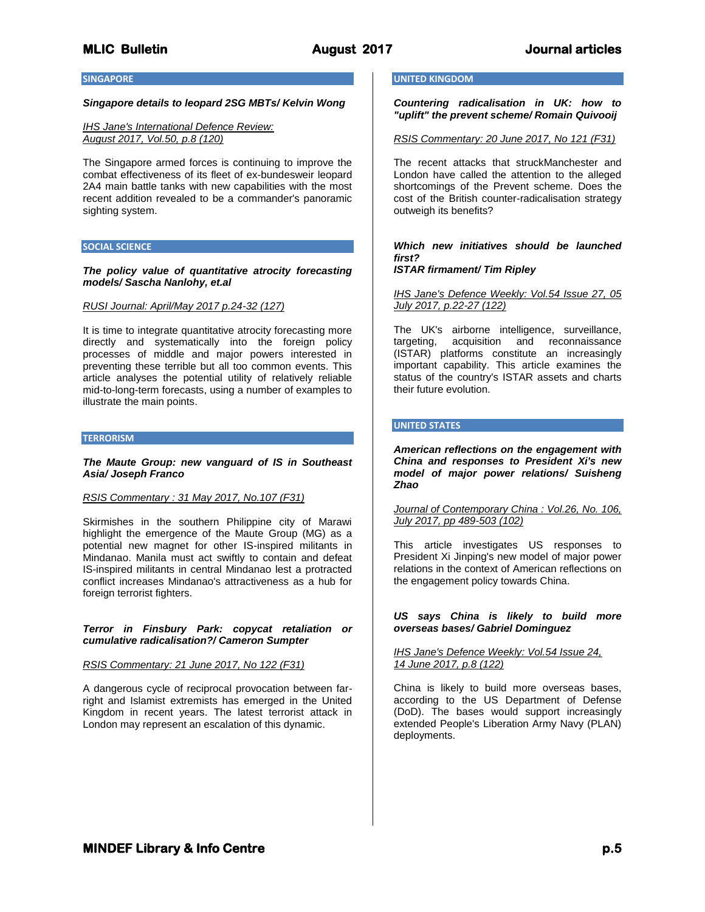## SINGAPORE

***Singapore details to leopard 2SG MBTs/ Kelvin Wong***

IHS Jane's International Defence Review: August 2017, Vol.50, p.8 (120)

The Singapore armed forces is continuing to improve the combat effectiveness of its fleet of ex-bundeswehr leopard 2A4 main battle tanks with new capabilities with the most recent addition revealed to be a commander's panoramic sighting system.

## SOCIAL SCIENCE

***The policy value of quantitative atrocity forecasting models/ Sascha Nanlohy, et.al***

RUSI Journal: April/May 2017 p.24-32 (127)

It is time to integrate quantitative atrocity forecasting more directly and systematically into the foreign policy processes of middle and major powers interested in preventing these terrible but all too common events. This article analyses the potential utility of relatively reliable mid-to-long-term forecasts, using a number of examples to illustrate the main points.

## TERRORISM

***The Maute Group: new vanguard of IS in Southeast Asia/ Joseph Franco***

RSIS Commentary : 31 May 2017, No.107 (F31)

Skirmishes in the southern Philippine city of Marawi highlight the emergence of the Maute Group (MG) as a potential new magnet for other IS-inspired militants in Mindanao. Manila must act swiftly to contain and defeat IS-inspired militants in central Mindanao lest a protracted conflict increases Mindanao's attractiveness as a hub for foreign terrorist fighters.

***Terror in Finsbury Park: copycat retaliation or cumulative radicalisation?/ Cameron Sumpter***

RSIS Commentary: 21 June 2017, No 122 (F31)

A dangerous cycle of reciprocal provocation between far-right and Islamist extremists has emerged in the United Kingdom in recent years. The latest terrorist attack in London may represent an escalation of this dynamic.

## UNITED KINGDOM

***Countering radicalisation in UK: how to "uplift" the prevent scheme/ Romain Quivooij***

RSIS Commentary: 20 June 2017, No 121 (F31)

The recent attacks that struckManchester and London have called the attention to the alleged shortcomings of the Prevent scheme. Does the cost of the British counter-radicalisation strategy outweigh its benefits?

***Which new initiatives should be launched first?
ISTAR firmament/ Tim Ripley***

IHS Jane's Defence Weekly: Vol.54 Issue 27, 05 July 2017, p.22-27 (122)

The UK's airborne intelligence, surveillance, targeting, acquisition and reconnaissance (ISTAR) platforms constitute an increasingly important capability. This article examines the status of the country's ISTAR assets and charts their future evolution.

## UNITED STATES

***American reflections on the engagement with China and responses to President Xi's new model of major power relations/ Suisheng Zhao***

Journal of Contemporary China : Vol.26, No. 106, July 2017, pp 489-503 (102)

This article investigates US responses to President Xi Jinping's new model of major power relations in the context of American reflections on the engagement policy towards China.

***US says China is likely to build more overseas bases/ Gabriel Dominguez***

IHS Jane's Defence Weekly: Vol.54 Issue 24, 14 June 2017, p.8 (122)

China is likely to build more overseas bases, according to the US Department of Defense (DoD). The bases would support increasingly extended People's Liberation Army Navy (PLAN) deployments.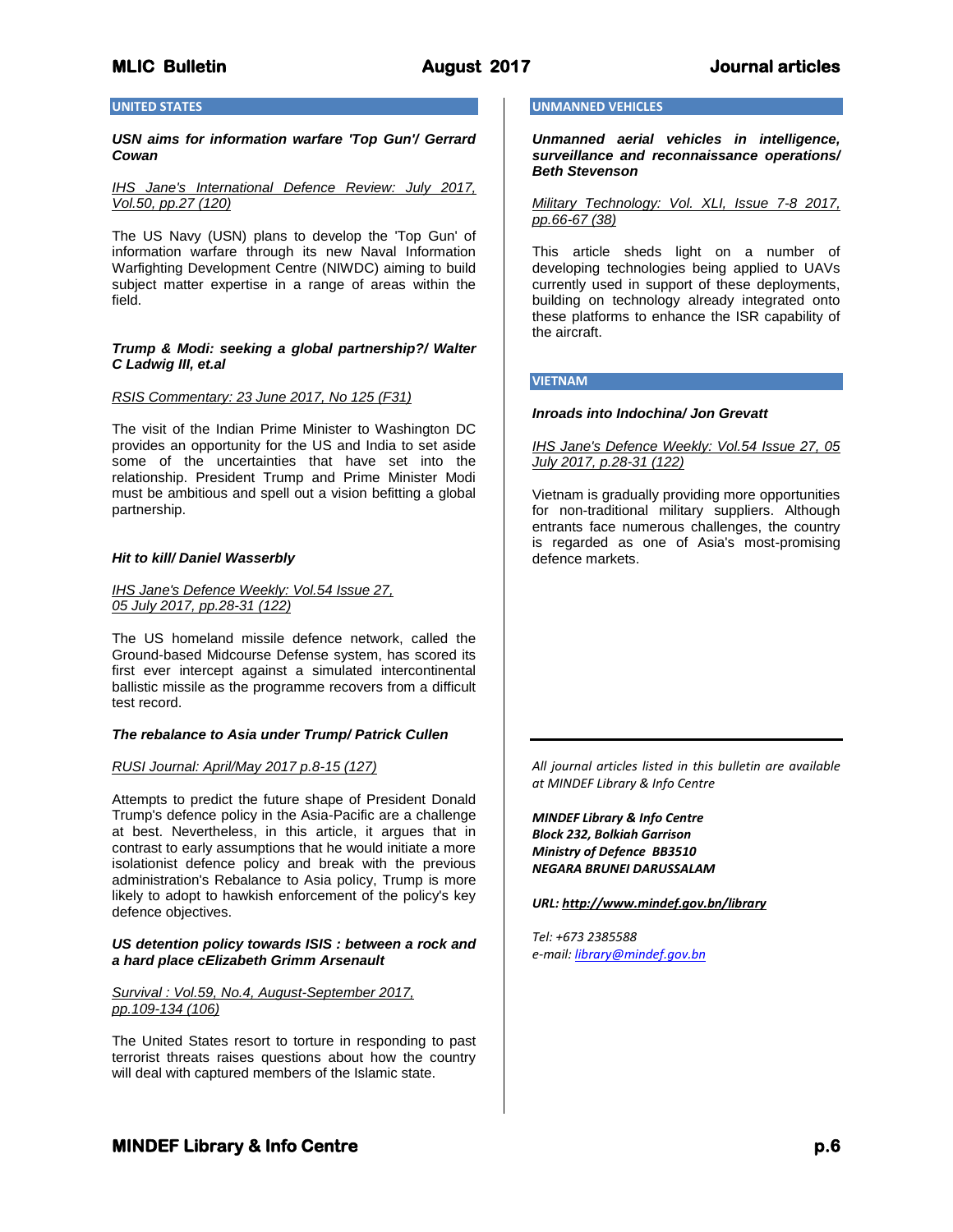## UNITED STATES

***USN aims for information warfare 'Top Gun'/ Gerrard Cowan***

*IHS Jane's International Defence Review: July 2017, Vol.50, pp.27 (120)*

The US Navy (USN) plans to develop the 'Top Gun' of information warfare through its new Naval Information Warfighting Development Centre (NIWDC) aiming to build subject matter expertise in a range of areas within the field.

***Trump & Modi: seeking a global partnership?/ Walter C Ladwig III, et.al***

*RSIS Commentary: 23 June 2017, No 125 (F31)*

The visit of the Indian Prime Minister to Washington DC provides an opportunity for the US and India to set aside some of the uncertainties that have set into the relationship. President Trump and Prime Minister Modi must be ambitious and spell out a vision befitting a global partnership.

***Hit to kill/ Daniel Wasserbly***

*IHS Jane's Defence Weekly: Vol.54 Issue 27, 05 July 2017, pp.28-31 (122)*

The US homeland missile defence network, called the Ground-based Midcourse Defense system, has scored its first ever intercept against a simulated intercontinental ballistic missile as the programme recovers from a difficult test record.

***The rebalance to Asia under Trump/ Patrick Cullen***

*RUSI Journal: April/May 2017 p.8-15 (127)*

Attempts to predict the future shape of President Donald Trump's defence policy in the Asia-Pacific are a challenge at best. Nevertheless, in this article, it argues that in contrast to early assumptions that he would initiate a more isolationist defence policy and break with the previous administration's Rebalance to Asia policy, Trump is more likely to adopt to hawkish enforcement of the policy's key defence objectives.

***US detention policy towards ISIS : between a rock and a hard place cElizabeth Grimm Arsenault***

*Survival : Vol.59, No.4, August-September 2017, pp.109-134 (106)*

The United States resort to torture in responding to past terrorist threats raises questions about how the country will deal with captured members of the Islamic state.

## UNMANNED VEHICLES

***Unmanned aerial vehicles in intelligence, surveillance and reconnaissance operations/ Beth Stevenson***

*Military Technology: Vol. XLI, Issue 7-8 2017, pp.66-67 (38)*

This article sheds light on a number of developing technologies being applied to UAVs currently used in support of these deployments, building on technology already integrated onto these platforms to enhance the ISR capability of the aircraft.

## VIETNAM

***Inroads into Indochina/ Jon Grevatt***

*IHS Jane's Defence Weekly: Vol.54 Issue 27, 05 July 2017, p.28-31 (122)*

Vietnam is gradually providing more opportunities for non-traditional military suppliers. Although entrants face numerous challenges, the country is regarded as one of Asia's most-promising defence markets.

---

*All journal articles listed in this bulletin are available at MINDEF Library & Info Centre*

***MINDEF Library & Info Centre***
***Block 232, Bolkiah Garrison***
***Ministry of Defence BB3510***
***NEGARA BRUNEI DARUSSALAM***

***URL: http://www.mindef.gov.bn/library***

*Tel: +673 2385588*
*e-mail: library@mindef.gov.bn*